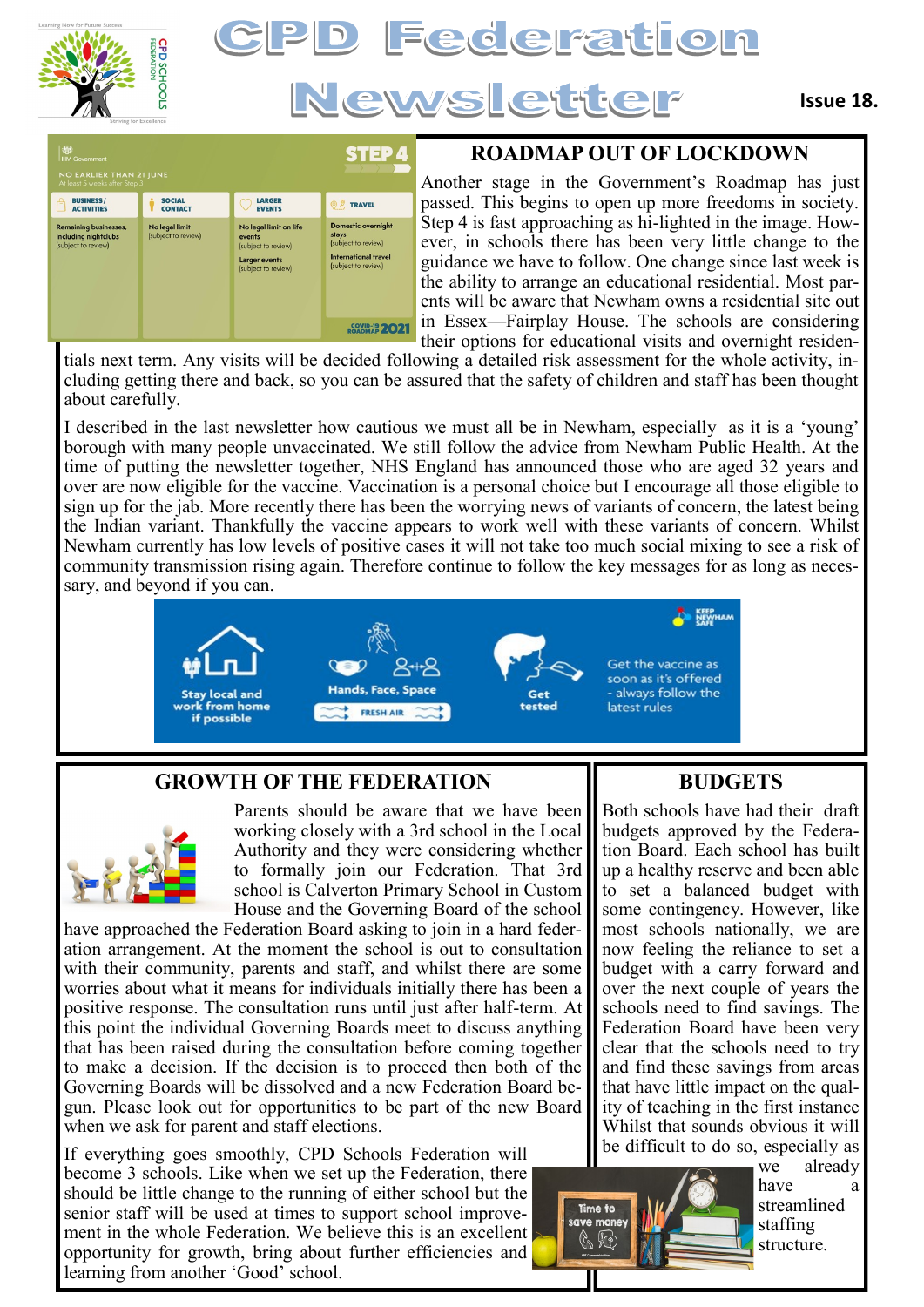# CPD Federation Newsletter

**Issue 18.**

## ROADMAP OUT OF LOCKDOWN

Another stage in the Government's Roadmap has just passed. This begins to open up more freedoms in society. Step 4 is fast approaching as hi-lighted in the image. However, in schools there has been very little change to the guidance we have to follow. One change since last week is the ability to arrange an educational residential. Most parents will be aware that Newham owns a residential site out in Essex—Fairplay House. The schools are considering their options for educational visits and overnight residentials next term. Any visits will be decided following a detailed risk assessment for the whole activity, including getting there and back, so you can be assured that the safety of children and staff has been thought about carefully.

I described in the last newsletter how cautious we must all be in Newham, especially as it is a 'young' borough with many people unvaccinated. We still follow the advice from Newham Public Health. At the time of putting the newsletter together, NHS England has announced those who are aged 32 years and over are now eligible for the vaccine. Vaccination is a personal choice but I encourage all those eligible to sign up for the jab. More recently there has been the worrying news of variants of concern, the latest being the Indian variant. Thankfully the vaccine appears to work well with these variants of concern. Whilst Newham currently has low levels of positive cases it will not take too much social mixing to see a risk of community transmission rising again. Therefore continue to follow the key messages for as long as necessary, and beyond if you can.

## GROWTH OF THE FEDERATION

Parents should be aware that we have been working closely with a 3rd school in the Local Authority and they were considering whether to formally join our Federation. That 3rd school is Calverton Primary School in Custom House and the Governing Board of the school have approached the Federation Board asking to join in a hard federation arrangement. At the moment the school is out to consultation with their community, parents and staff, and whilst there are some worries about what it means for individuals initially there has been a positive response. The consultation runs until just after half-term. At this point the individual Governing Boards meet to discuss anything that has been raised during the consultation before coming together to make a decision. If the decision is to proceed then both of the Governing Boards will be dissolved and a new Federation Board begun. Please look out for opportunities to be part of the new Board when we ask for parent and staff elections.

If everything goes smoothly, CPD Schools Federation will become 3 schools. Like when we set up the Federation, there should be little change to the running of either school but the senior staff will be used at times to support school improvement in the whole Federation. We believe this is an excellent opportunity for growth, bring about further efficiencies and learning from another 'Good' school.

## BUDGETS

Both schools have had their draft budgets approved by the Federation Board. Each school has built up a healthy reserve and been able to set a balanced budget with some contingency. However, like most schools nationally, we are now feeling the reliance to set a budget with a carry forward and over the next couple of years the schools need to find savings. The Federation Board have been very clear that the schools need to try and find these savings from areas that have little impact on the quality of teaching in the first instance. Whilst that sounds obvious it will be difficult to do so, especially as we already have a streamlined staffing structure.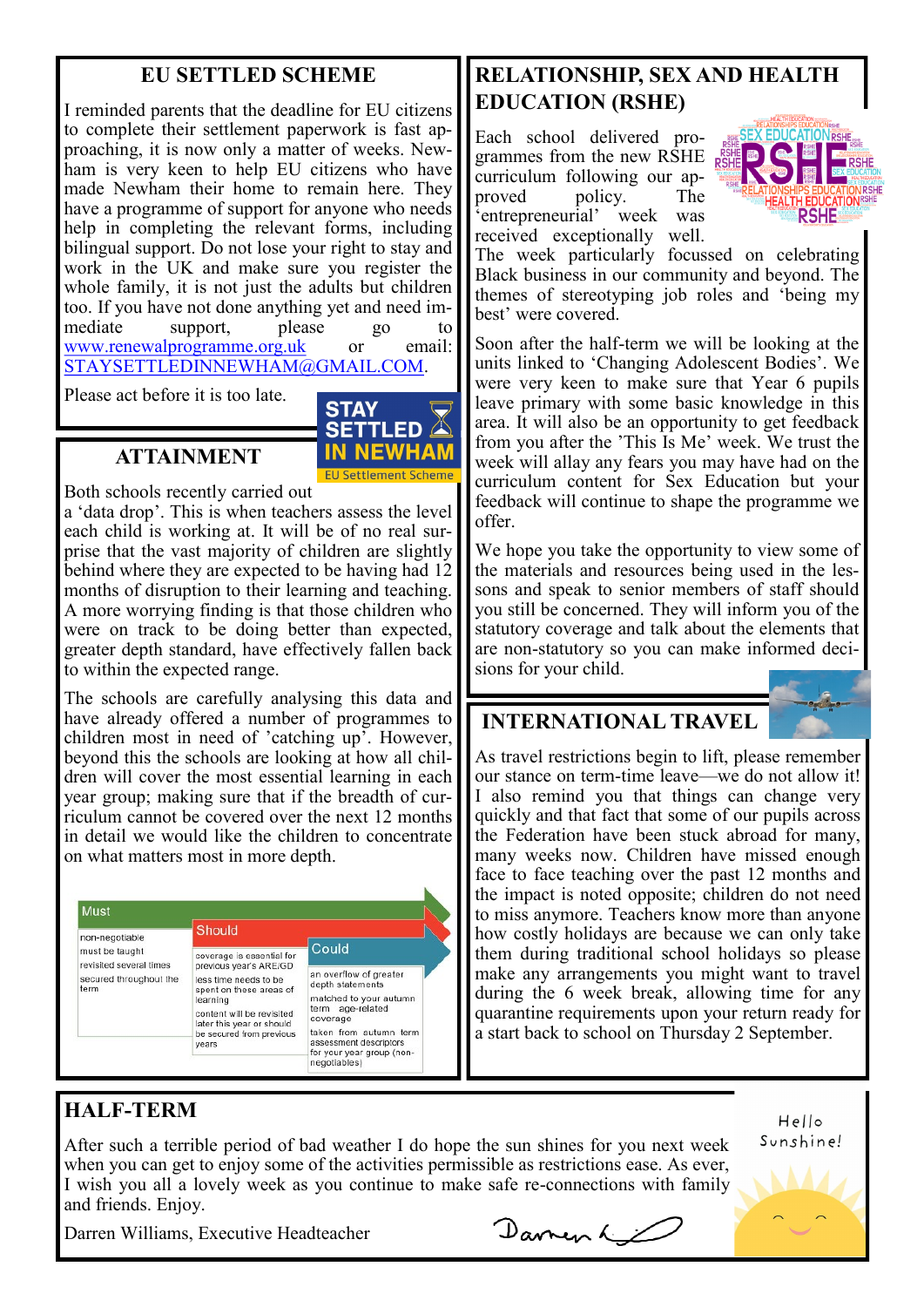## EU SETTLED SCHEME

I reminded parents that the deadline for EU citizens to complete their settlement paperwork is fast approaching, it is now only a matter of weeks. Newham is very keen to help EU citizens who have made Newham their home to remain here. They have a programme of support for anyone who needs help in completing the relevant forms, including bilingual support. Do not lose your right to stay and work in the UK and make sure you register the whole family, it is not just the adults but children too. If you have not done anything yet and need immediate support, please go to www.renewalprogramme.org.uk or email: STAYSETTLEDINNEWHAM@GMAIL.COM.

Please act before it is too late.

STAY SETTLED IN NEWHAM
EU Settlement Scheme

## ATTAINMENT

Both schools recently carried out a 'data drop'. This is when teachers assess the level each child is working at. It will be of no real surprise that the vast majority of children are slightly behind where they are expected to be having had 12 months of disruption to their learning and teaching. A more worrying finding is that those children who were on track to be doing better than expected, greater depth standard, have effectively fallen back to within the expected range.

The schools are carefully analysing this data and have already offered a number of programmes to children most in need of 'catching up'. However, beyond this the schools are looking at how all children will cover the most essential learning in each year group; making sure that if the breadth of curriculum cannot be covered over the next 12 months in detail we would like the children to concentrate on what matters most in more depth.

Must
non-negotiable
must be taught
revisited several times
secured throughout the term

Should
coverage is essential for previous year's ARE/GD
less time needs to be spent on these areas of learning
content will be revisited later this year or should be secured from previous years

Could
an overflow of greater depth statements
matched to your autumn term age-related coverage
taken from autumn term assessment descriptors for your year group (non-negotiables)

## RELATIONSHIP, SEX AND HEALTH EDUCATION (RSHE)

Each school delivered programmes from the new RSHE curriculum following our approved policy. The 'entrepreneurial' week was received exceptionally well. The week particularly focussed on celebrating Black business in our community and beyond. The themes of stereotyping job roles and 'being my best' were covered.

Soon after the half-term we will be looking at the units linked to 'Changing Adolescent Bodies'. We were very keen to make sure that Year 6 pupils leave primary with some basic knowledge in this area. It will also be an opportunity to get feedback from you after the 'This Is Me' week. We trust the week will allay any fears you may have had on the curriculum content for Sex Education but your feedback will continue to shape the programme we offer.

We hope you take the opportunity to view some of the materials and resources being used in the lessons and speak to senior members of staff should you still be concerned. They will inform you of the statutory coverage and talk about the elements that are non-statutory so you can make informed decisions for your child.

## INTERNATIONAL TRAVEL

As travel restrictions begin to lift, please remember our stance on term-time leave—we do not allow it! I also remind you that things can change very quickly and that fact that some of our pupils across the Federation have been stuck abroad for many, many weeks now. Children have missed enough face to face teaching over the past 12 months and the impact is noted opposite; children do not need to miss anymore. Teachers know more than anyone how costly holidays are because we can only take them during traditional school holidays so please make any arrangements you might want to travel during the 6 week break, allowing time for any quarantine requirements upon your return ready for a start back to school on Thursday 2 September.

## HALF-TERM

After such a terrible period of bad weather I do hope the sun shines for you next week when you can get to enjoy some of the activities permissible as restrictions ease. As ever, I wish you all a lovely week as you continue to make safe re-connections with family and friends. Enjoy.

Darren Williams, Executive Headteacher

Hello Sunshine!